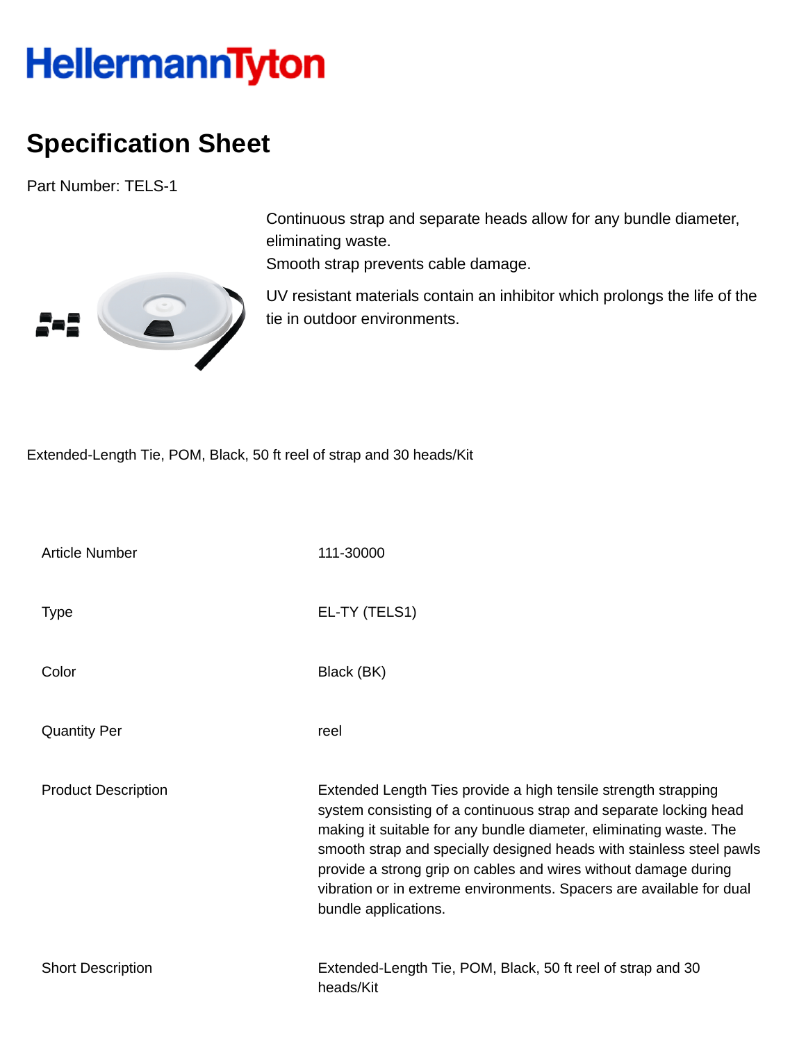# HellermannTyton

## Specification Sheet

Part Number: TELS-1

Continuous strap and separate heads allow for any bundle diameter, eliminating waste.
Smooth strap prevents cable damage.

UV resistant materials contain an inhibitor which prolongs the life of the tie in outdoor environments.

Extended-Length Tie, POM, Black, 50 ft reel of strap and 30 heads/Kit

| | |
|---|---|
| Article Number | 111-30000 |
| Type | EL-TY (TELS1) |
| Color | Black (BK) |
| Quantity Per | reel |
| Product Description | Extended Length Ties provide a high tensile strength strapping system consisting of a continuous strap and separate locking head making it suitable for any bundle diameter, eliminating waste. The smooth strap and specially designed heads with stainless steel pawls provide a strong grip on cables and wires without damage during vibration or in extreme environments. Spacers are available for dual bundle applications. |
| Short Description | Extended-Length Tie, POM, Black, 50 ft reel of strap and 30 heads/Kit |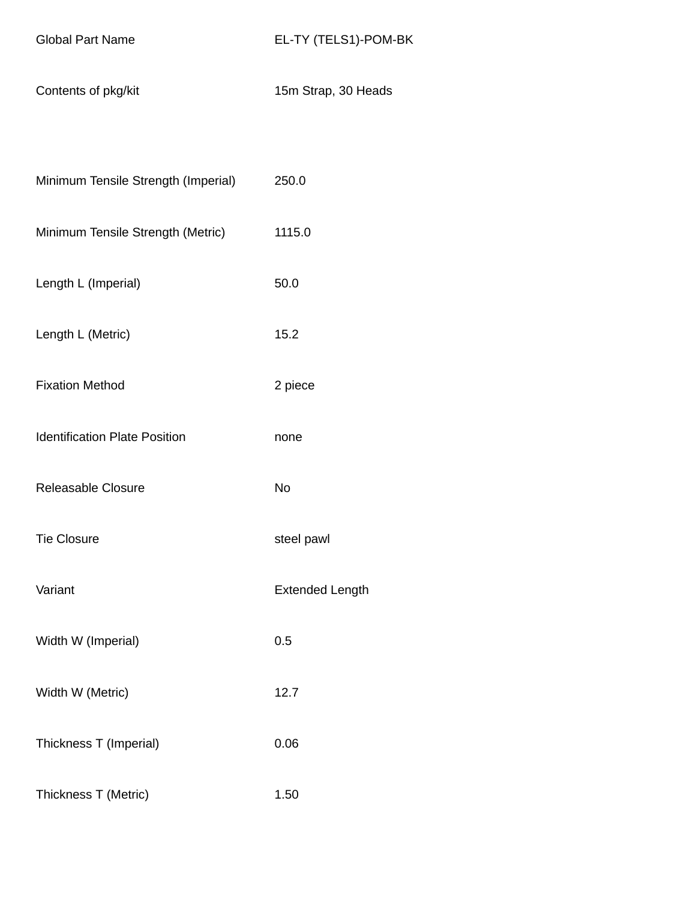| | |
|---|---|
| Global Part Name | EL-TY (TELS1)-POM-BK |
| Contents of pkg/kit | 15m Strap, 30 Heads |
| Minimum Tensile Strength (Imperial) | 250.0 |
| Minimum Tensile Strength (Metric) | 1115.0 |
| Length L (Imperial) | 50.0 |
| Length L (Metric) | 15.2 |
| Fixation Method | 2 piece |
| Identification Plate Position | none |
| Releasable Closure | No |
| Tie Closure | steel pawl |
| Variant | Extended Length |
| Width W (Imperial) | 0.5 |
| Width W (Metric) | 12.7 |
| Thickness T (Imperial) | 0.06 |
| Thickness T (Metric) | 1.50 |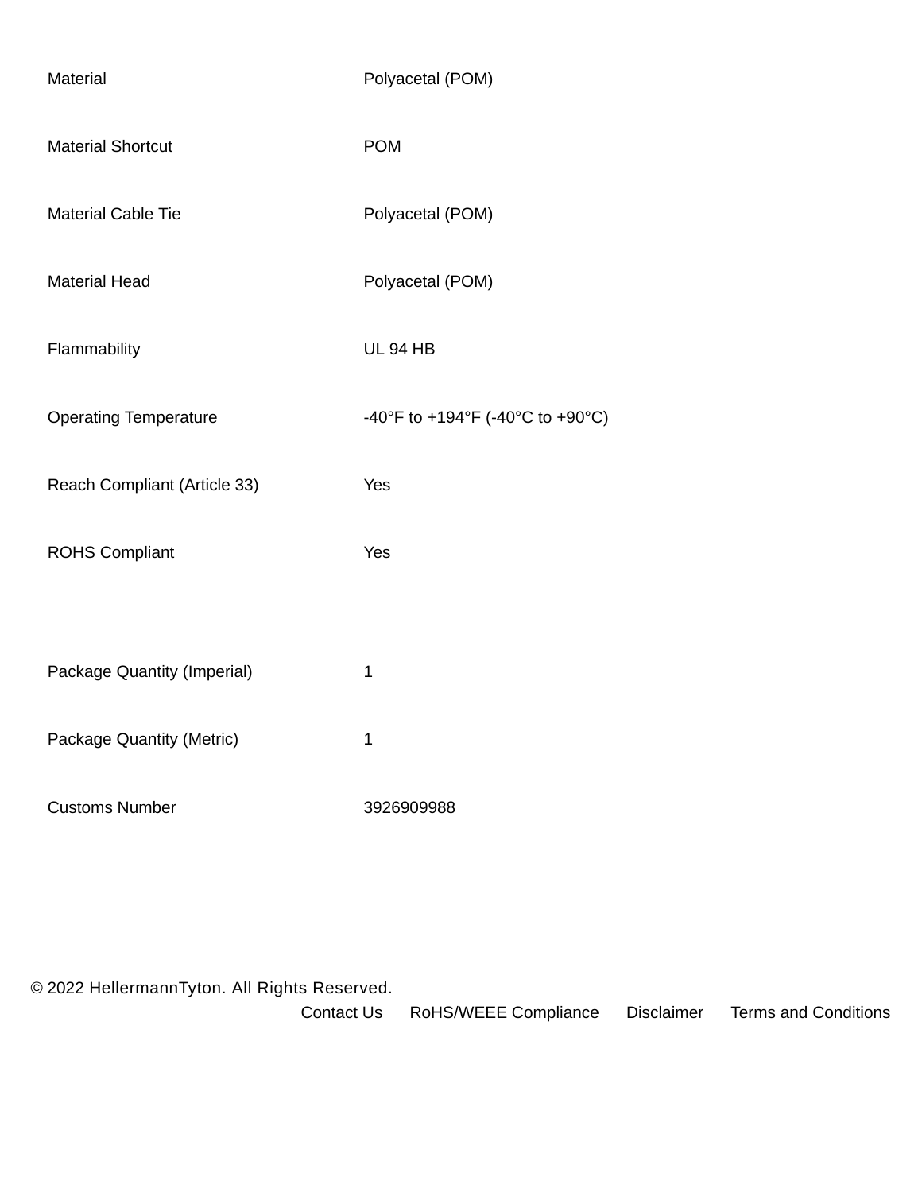| | |
|---|---|
| Material | Polyacetal (POM) |
| Material Shortcut | POM |
| Material Cable Tie | Polyacetal (POM) |
| Material Head | Polyacetal (POM) |
| Flammability | UL 94 HB |
| Operating Temperature | -40°F to +194°F (-40°C to +90°C) |
| Reach Compliant (Article 33) | Yes |
| ROHS Compliant | Yes |

| | |
|---|---|
| Package Quantity (Imperial) | 1 |
| Package Quantity (Metric) | 1 |
| Customs Number | 3926909988 |

© 2022 HellermannTyton. All Rights Reserved.

Contact Us RoHS/WEEE Compliance Disclaimer Terms and Conditions